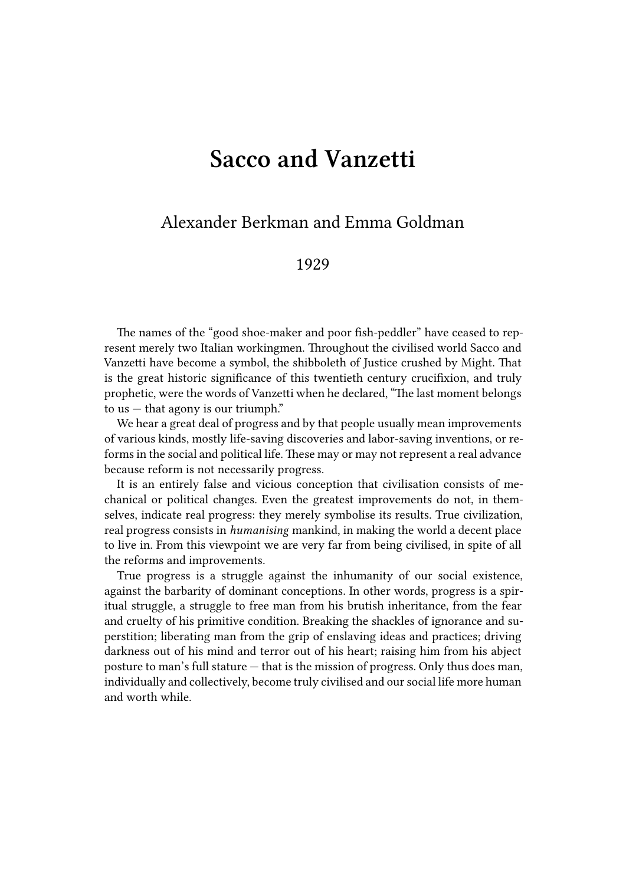# Sacco and Vanzetti

Alexander Berkman and Emma Goldman

1929

The names of the "good shoe-maker and poor fish-peddler" have ceased to represent merely two Italian workingmen. Throughout the civilised world Sacco and Vanzetti have become a symbol, the shibboleth of Justice crushed by Might. That is the great historic significance of this twentieth century crucifixion, and truly prophetic, were the words of Vanzetti when he declared, "The last moment belongs to us — that agony is our triumph."

We hear a great deal of progress and by that people usually mean improvements of various kinds, mostly life-saving discoveries and labor-saving inventions, or reforms in the social and political life. These may or may not represent a real advance because reform is not necessarily progress.

It is an entirely false and vicious conception that civilisation consists of mechanical or political changes. Even the greatest improvements do not, in themselves, indicate real progress: they merely symbolise its results. True civilization, real progress consists in *humanising* mankind, in making the world a decent place to live in. From this viewpoint we are very far from being civilised, in spite of all the reforms and improvements.

True progress is a struggle against the inhumanity of our social existence, against the barbarity of dominant conceptions. In other words, progress is a spiritual struggle, a struggle to free man from his brutish inheritance, from the fear and cruelty of his primitive condition. Breaking the shackles of ignorance and superstition; liberating man from the grip of enslaving ideas and practices; driving darkness out of his mind and terror out of his heart; raising him from his abject posture to man's full stature — that is the mission of progress. Only thus does man, individually and collectively, become truly civilised and our social life more human and worth while.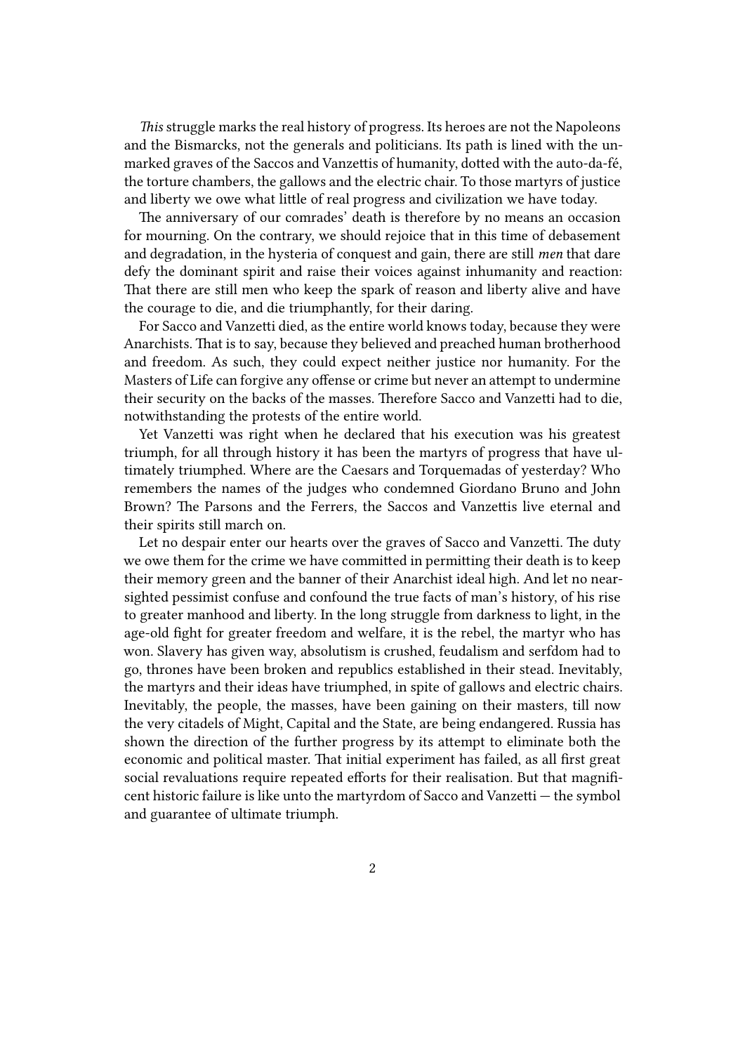*This* struggle marks the real history of progress. Its heroes are not the Napoleons and the Bismarcks, not the generals and politicians. Its path is lined with the unmarked graves of the Saccos and Vanzettis of humanity, dotted with the auto-da-fé, the torture chambers, the gallows and the electric chair. To those martyrs of justice and liberty we owe what little of real progress and civilization we have today.

The anniversary of our comrades' death is therefore by no means an occasion for mourning. On the contrary, we should rejoice that in this time of debasement and degradation, in the hysteria of conquest and gain, there are still *men* that dare defy the dominant spirit and raise their voices against inhumanity and reaction: That there are still men who keep the spark of reason and liberty alive and have the courage to die, and die triumphantly, for their daring.

For Sacco and Vanzetti died, as the entire world knows today, because they were Anarchists. That is to say, because they believed and preached human brotherhood and freedom. As such, they could expect neither justice nor humanity. For the Masters of Life can forgive any offense or crime but never an attempt to undermine their security on the backs of the masses. Therefore Sacco and Vanzetti had to die, notwithstanding the protests of the entire world.

Yet Vanzetti was right when he declared that his execution was his greatest triumph, for all through history it has been the martyrs of progress that have ultimately triumphed. Where are the Caesars and Torquemadas of yesterday? Who remembers the names of the judges who condemned Giordano Bruno and John Brown? The Parsons and the Ferrers, the Saccos and Vanzettis live eternal and their spirits still march on.

Let no despair enter our hearts over the graves of Sacco and Vanzetti. The duty we owe them for the crime we have committed in permitting their death is to keep their memory green and the banner of their Anarchist ideal high. And let no near-sighted pessimist confuse and confound the true facts of man's history, of his rise to greater manhood and liberty. In the long struggle from darkness to light, in the age-old fight for greater freedom and welfare, it is the rebel, the martyr who has won. Slavery has given way, absolutism is crushed, feudalism and serfdom had to go, thrones have been broken and republics established in their stead. Inevitably, the martyrs and their ideas have triumphed, in spite of gallows and electric chairs. Inevitably, the people, the masses, have been gaining on their masters, till now the very citadels of Might, Capital and the State, are being endangered. Russia has shown the direction of the further progress by its attempt to eliminate both the economic and political master. That initial experiment has failed, as all first great social revaluations require repeated efforts for their realisation. But that magnificent historic failure is like unto the martyrdom of Sacco and Vanzetti — the symbol and guarantee of ultimate triumph.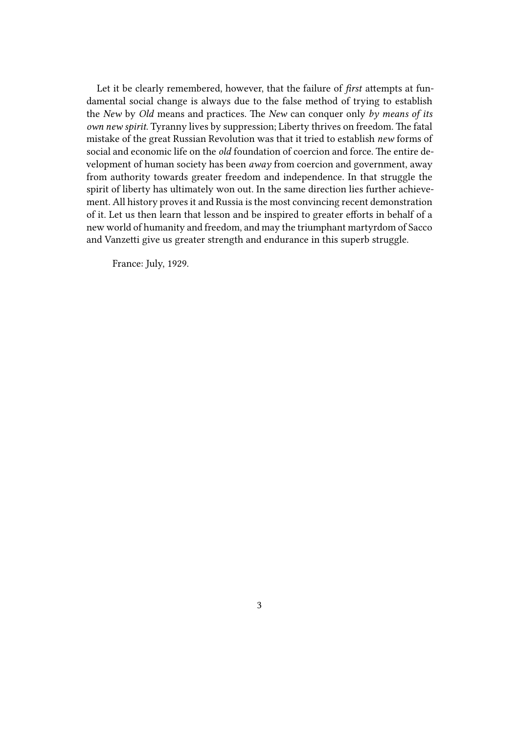Let it be clearly remembered, however, that the failure of *first* attempts at fundamental social change is always due to the false method of trying to establish the *New* by *Old* means and practices. The *New* can conquer only *by means of its own new spirit*. Tyranny lives by suppression; Liberty thrives on freedom. The fatal mistake of the great Russian Revolution was that it tried to establish *new* forms of social and economic life on the *old* foundation of coercion and force. The entire development of human society has been *away* from coercion and government, away from authority towards greater freedom and independence. In that struggle the spirit of liberty has ultimately won out. In the same direction lies further achievement. All history proves it and Russia is the most convincing recent demonstration of it. Let us then learn that lesson and be inspired to greater efforts in behalf of a new world of humanity and freedom, and may the triumphant martyrdom of Sacco and Vanzetti give us greater strength and endurance in this superb struggle.

France: July, 1929.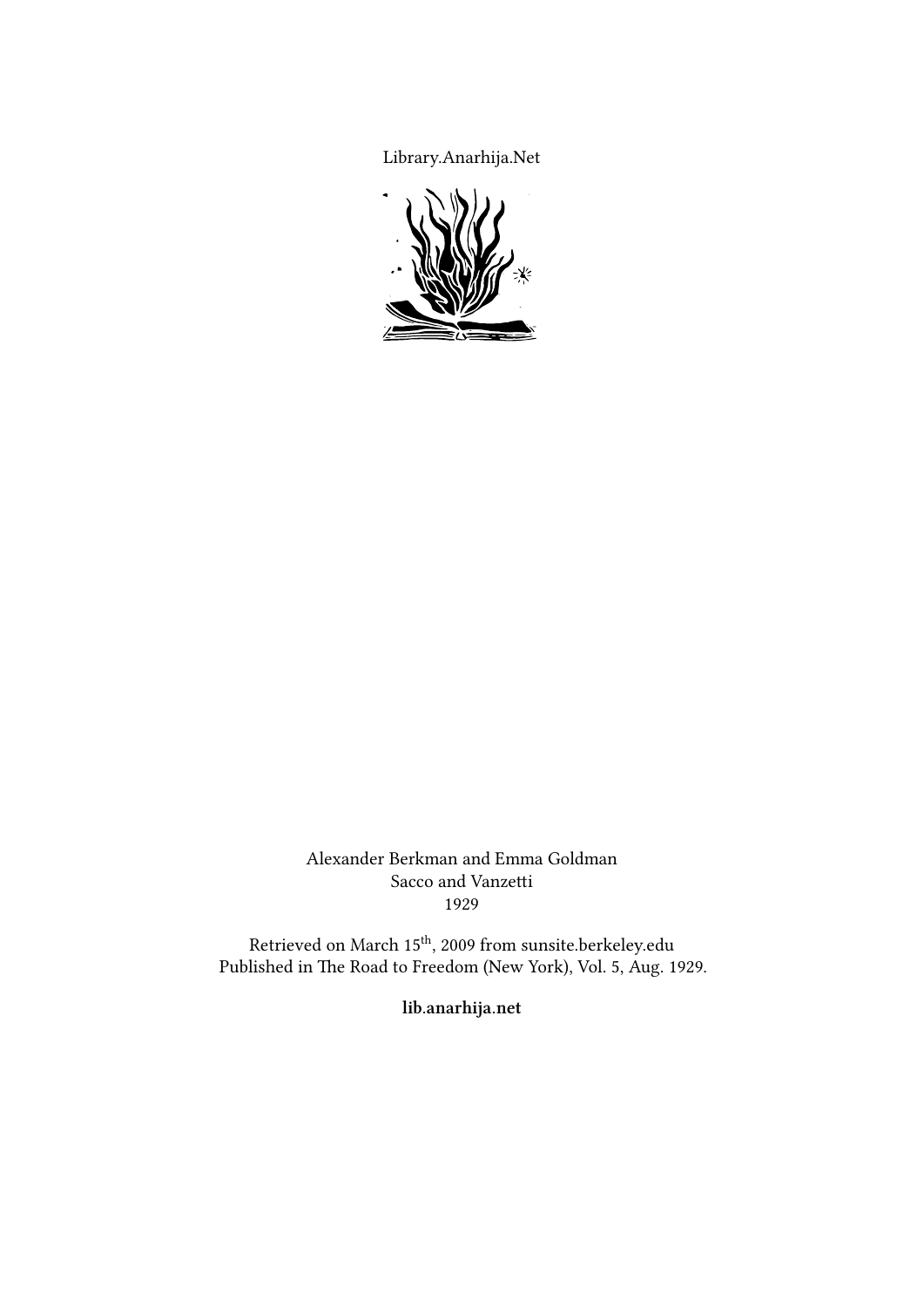Library.Anarhija.Net

Alexander Berkman and Emma Goldman
Sacco and Vanzetti
1929

Retrieved on March 15th, 2009 from sunsite.berkeley.edu
Published in The Road to Freedom (New York), Vol. 5, Aug. 1929.

**lib.anarhija.net**